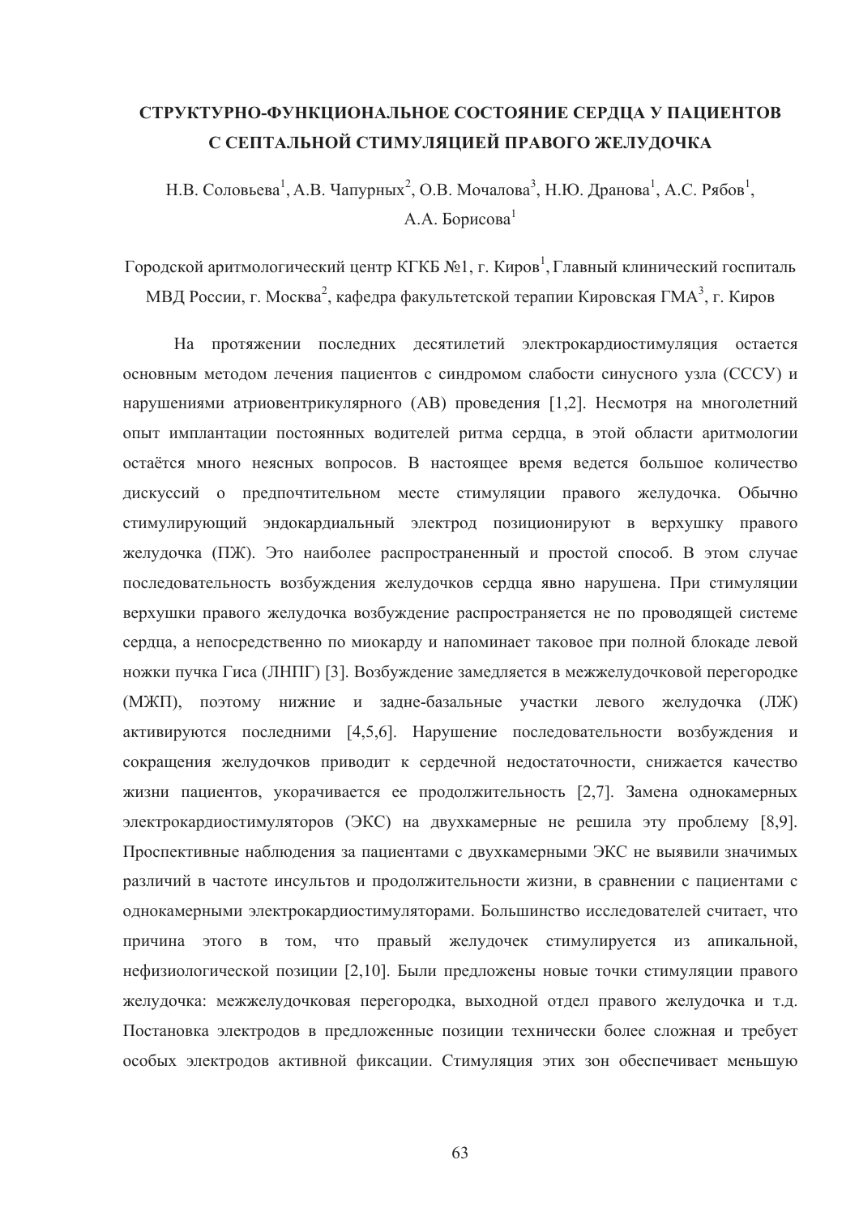# СТРУКТУРНО-ФУНКЦИОНАЛЬНОЕ СОСТОЯНИЕ СЕРДЦА У ПАЦИЕНТОВ С СЕПТАЛЬНОЙ СТИМУЛЯЦИЕЙ ПРАВОГО ЖЕЛУДОЧКА

Н.В. Соловьева[1], А.В. Чапурных[2], О.В. Мочалова[3], Н.Ю. Дранова[1], А.С. Рябов[1], А.А. Борисова[1]

Городской аритмологический центр КГКБ №1, г. Киров[1], Главный клинический госпиталь МВД России, г. Москва[2], кафедра факультетской терапии Кировская ГМА[3], г. Киров

На протяжении последних десятилетий электрокардиостимуляция остается основным методом лечения пациентов с синдромом слабости синусного узла (СССУ) и нарушениями атриовентрикулярного (АВ) проведения [1,2]. Несмотря на многолетний опыт имплантации постоянных водителей ритма сердца, в этой области аритмологии остаётся много неясных вопросов. В настоящее время ведется большое количество дискуссий о предпочтительном месте стимуляции правого желудочка. Обычно стимулирующий эндокардиальный электрод позиционируют в верхушку правого желудочка (ПЖ). Это наиболее распространенный и простой способ. В этом случае последовательность возбуждения желудочков сердца явно нарушена. При стимуляции верхушки правого желудочка возбуждение распространяется не по проводящей системе сердца, а непосредственно по миокарду и напоминает таковое при полной блокаде левой ножки пучка Гиса (ЛНПГ) [3]. Возбуждение замедляется в межжелудочковой перегородке (МЖП), поэтому нижние и задне-базальные участки левого желудочка (ЛЖ) активируются последними [4,5,6]. Нарушение последовательности возбуждения и сокращения желудочков приводит к сердечной недостаточности, снижается качество жизни пациентов, укорачивается ее продолжительность [2,7]. Замена однокамерных электрокардиостимуляторов (ЭКС) на двухкамерные не решила эту проблему [8,9]. Проспективные наблюдения за пациентами с двухкамерными ЭКС не выявили значимых различий в частоте инсультов и продолжительности жизни, в сравнении с пациентами с однокамерными электрокардиостимуляторами. Большинство исследователей считает, что причина этого в том, что правый желудочек стимулируется из апикальной, нефизиологической позиции [2,10]. Были предложены новые точки стимуляции правого желудочка: межжелудочковая перегородка, выходной отдел правого желудочка и т.д. Постановка электродов в предложенные позиции технически более сложная и требует особых электродов активной фиксации. Стимуляция этих зон обеспечивает меньшую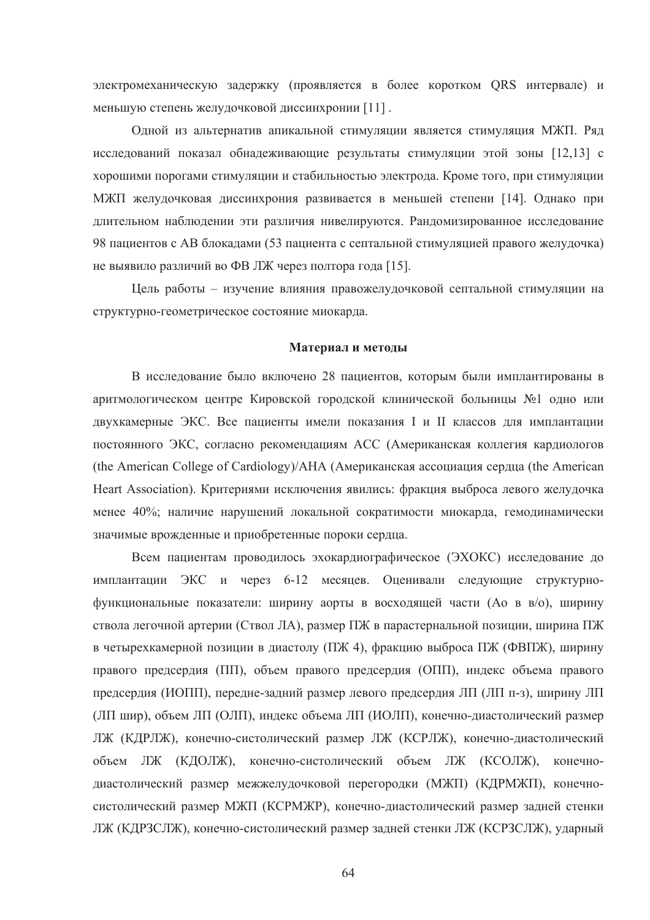электромеханическую задержку (проявляется в более коротком QRS интервале) и меньшую степень желудочковой диссинхронии [11] .

Одной из альтернатив апикальной стимуляции является стимуляция МЖП. Ряд исследований показал обнадеживающие результаты стимуляции этой зоны [12,13] с хорошими порогами стимуляции и стабильностью электрода. Кроме того, при стимуляции МЖП желудочковая диссинхрония развивается в меньшей степени [14]. Однако при длительном наблюдении эти различия нивелируются. Рандомизированное исследование 98 пациентов с АВ блокадами (53 пациента с септальной стимуляцией правого желудочка) не выявило различий во ФВ ЛЖ через полтора года [15].

Цель работы – изучение влияния правожелудочковой септальной стимуляции на структурно-геометрическое состояние миокарда.

## Материал и методы

В исследование было включено 28 пациентов, которым были имплантированы в аритмологическом центре Кировской городской клинической больницы №1 одно или двухкамерные ЭКС. Все пациенты имели показания I и II классов для имплантации постоянного ЭКС, согласно рекомендациям АСС (Американская коллегия кардиологов (the American College of Cardiology)/АНА (Американская ассоциация сердца (the American Heart Association). Критериями исключения явились: фракция выброса левого желудочка менее 40%; наличие нарушений локальной сократимости миокарда, гемодинамически значимые врожденные и приобретенные пороки сердца.

Всем пациентам проводилось эхокардиографическое (ЭХОКС) исследование до имплантации ЭКС и через 6-12 месяцев. Оценивали следующие структурно-функциональные показатели: ширину аорты в восходящей части (Ао в в/о), ширину ствола легочной артерии (Ствол ЛА), размер ПЖ в парастернальной позиции, ширина ПЖ в четырехкамерной позиции в диастолу (ПЖ 4), фракцию выброса ПЖ (ФВПЖ), ширину правого предсердия (ПП), объем правого предсердия (ОПП), индекс объема правого предсердия (ИОПП), передне-задний размер левого предсердия ЛП (ЛП п-з), ширину ЛП (ЛП шир), объем ЛП (ОЛП), индекс объема ЛП (ИОЛП), конечно-диастолический размер ЛЖ (КДРЛЖ), конечно-систолический размер ЛЖ (КСРЛЖ), конечно-диастолический объем ЛЖ (КДОЛЖ), конечно-систолический объем ЛЖ (КСОЛЖ), конечно-диастолический размер межжелудочковой перегородки (МЖП) (КДРМЖП), конечно-систолический размер МЖП (КСРМЖР), конечно-диастолический размер задней стенки ЛЖ (КДРЗСЛЖ), конечно-систолический размер задней стенки ЛЖ (КСРЗСЛЖ), ударный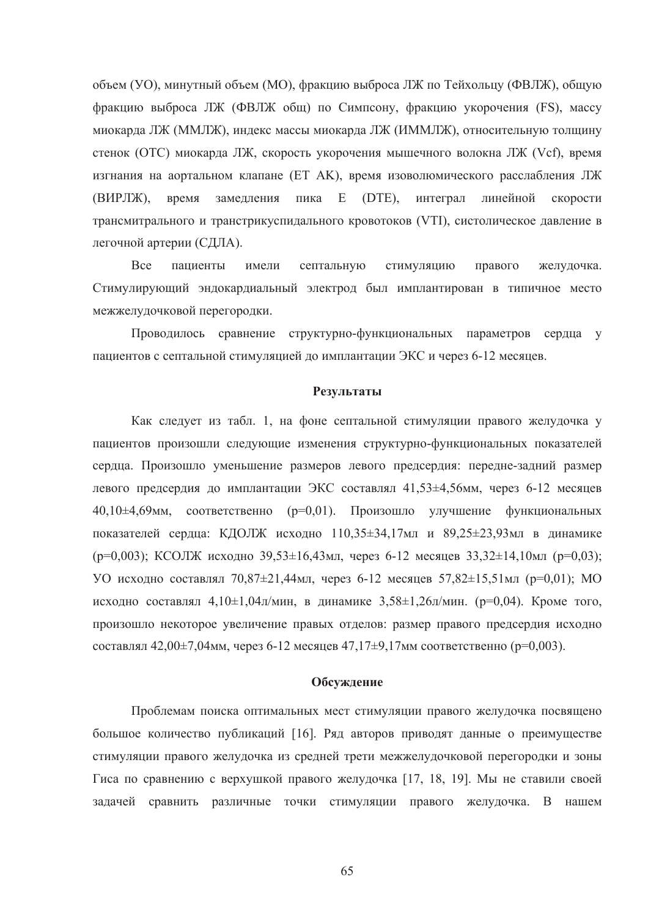объем (УО), минутный объем (МО), фракцию выброса ЛЖ по Тейхольцу (ФВЛЖ), общую фракцию выброса ЛЖ (ФВЛЖ общ) по Симпсону, фракцию укорочения (FS), массу миокарда ЛЖ (ММЛЖ), индекс массы миокарда ЛЖ (ИММЛЖ), относительную толщину стенок (ОТС) миокарда ЛЖ, скорость укорочения мышечного волокна ЛЖ (Vcf), время изгнания на аортальном клапане (ET AK), время изоволюмического расслабления ЛЖ (ВИРЛЖ), время замедления пика E (DTE), интеграл линейной скорости трансмитрального и транстрикуспидального кровотоков (VTI), систолическое давление в легочной артерии (СДЛА).

Все пациенты имели септальную стимуляцию правого желудочка. Стимулирующий эндокардиальный электрод был имплантирован в типичное место межжелудочковой перегородки.

Проводилось сравнение структурно-функциональных параметров сердца у пациентов с септальной стимуляцией до имплантации ЭКС и через 6-12 месяцев.

## Результаты

Как следует из табл. 1, на фоне септальной стимуляции правого желудочка у пациентов произошли следующие изменения структурно-функциональных показателей сердца. Произошло уменьшение размеров левого предсердия: передне-задний размер левого предсердия до имплантации ЭКС составлял 41,53±4,56мм, через 6-12 месяцев 40,10±4,69мм, соответственно (p=0,01). Произошло улучшение функциональных показателей сердца: КДОЛЖ исходно 110,35±34,17мл и 89,25±23,93мл в динамике (p=0,003); КСОЛЖ исходно 39,53±16,43мл, через 6-12 месяцев 33,32±14,10мл (p=0,03); УО исходно составлял 70,87±21,44мл, через 6-12 месяцев 57,82±15,51мл (p=0,01); МО исходно составлял 4,10±1,04л/мин, в динамике 3,58±1,26л/мин. (p=0,04). Кроме того, произошло некоторое увеличение правых отделов: размер правого предсердия исходно составлял 42,00±7,04мм, через 6-12 месяцев 47,17±9,17мм соответственно (p=0,003).

## Обсуждение

Проблемам поиска оптимальных мест стимуляции правого желудочка посвящено большое количество публикаций [16]. Ряд авторов приводят данные о преимуществе стимуляции правого желудочка из средней трети межжелудочковой перегородки и зоны Гиса по сравнению с верхушкой правого желудочка [17, 18, 19]. Мы не ставили своей задачей сравнить различные точки стимуляции правого желудочка. В нашем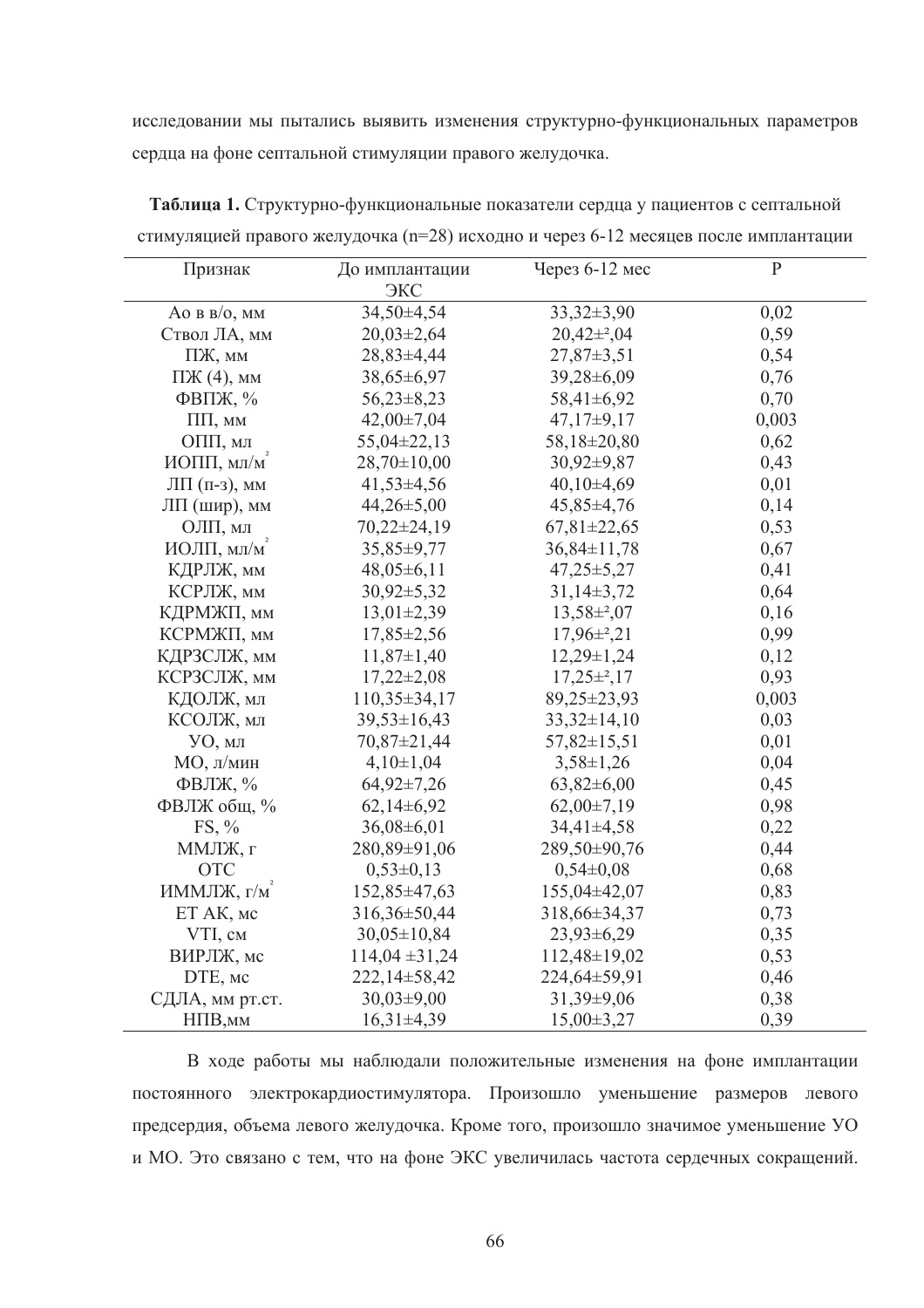исследовании мы пытались выявить изменения структурно-функциональных параметров сердца на фоне септальной стимуляции правого желудочка.

**Таблица 1.** Структурно-функциональные показатели сердца у пациентов с септальной стимуляцией правого желудочка (n=28) исходно и через 6-12 месяцев после имплантации

| Признак | До имплантации ЭКС | Через 6-12 мес | P |
|---|---|---|---|
| Ао в в/о, мм | 34,50±4,54 | 33,32±3,90 | 0,02 |
| Ствол ЛА, мм | 20,03±2,64 | 20,42±²,04 | 0,59 |
| ПЖ, мм | 28,83±4,44 | 27,87±3,51 | 0,54 |
| ПЖ (4), мм | 38,65±6,97 | 39,28±6,09 | 0,76 |
| ФВПЖ, % | 56,23±8,23 | 58,41±6,92 | 0,70 |
| ПП, мм | 42,00±7,04 | 47,17±9,17 | 0,003 |
| ОПП, мл | 55,04±22,13 | 58,18±20,80 | 0,62 |
| ИОПП, мл/м² | 28,70±10,00 | 30,92±9,87 | 0,43 |
| ЛП (п-з), мм | 41,53±4,56 | 40,10±4,69 | 0,01 |
| ЛП (шир), мм | 44,26±5,00 | 45,85±4,76 | 0,14 |
| ОЛП, мл | 70,22±24,19 | 67,81±22,65 | 0,53 |
| ИОЛП, мл/м² | 35,85±9,77 | 36,84±11,78 | 0,67 |
| КДРЛЖ, мм | 48,05±6,11 | 47,25±5,27 | 0,41 |
| КСРЛЖ, мм | 30,92±5,32 | 31,14±3,72 | 0,64 |
| КДРМЖП, мм | 13,01±2,39 | 13,58±²,07 | 0,16 |
| КСРМЖП, мм | 17,85±2,56 | 17,96±²,21 | 0,99 |
| КДРЗСЛЖ, мм | 11,87±1,40 | 12,29±1,24 | 0,12 |
| КСРЗСЛЖ, мм | 17,22±2,08 | 17,25±²,17 | 0,93 |
| КДОЛЖ, мл | 110,35±34,17 | 89,25±23,93 | 0,003 |
| КСОЛЖ, мл | 39,53±16,43 | 33,32±14,10 | 0,03 |
| УО, мл | 70,87±21,44 | 57,82±15,51 | 0,01 |
| МО, л/мин | 4,10±1,04 | 3,58±1,26 | 0,04 |
| ФВЛЖ, % | 64,92±7,26 | 63,82±6,00 | 0,45 |
| ФВЛЖ общ, % | 62,14±6,92 | 62,00±7,19 | 0,98 |
| FS, % | 36,08±6,01 | 34,41±4,58 | 0,22 |
| ММЛЖ, г | 280,89±91,06 | 289,50±90,76 | 0,44 |
| ОТС | 0,53±0,13 | 0,54±0,08 | 0,68 |
| ИММЛЖ, г/м² | 152,85±47,63 | 155,04±42,07 | 0,83 |
| ЕТ АК, мс | 316,36±50,44 | 318,66±34,37 | 0,73 |
| VTI, см | 30,05±10,84 | 23,93±6,29 | 0,35 |
| ВИРЛЖ, мс | 114,04 ±31,24 | 112,48±19,02 | 0,53 |
| DTE, мс | 222,14±58,42 | 224,64±59,91 | 0,46 |
| СДЛА, мм рт.ст. | 30,03±9,00 | 31,39±9,06 | 0,38 |
| НПВ,мм | 16,31±4,39 | 15,00±3,27 | 0,39 |

В ходе работы мы наблюдали положительные изменения на фоне имплантации постоянного электрокардиостимулятора. Произошло уменьшение размеров левого предсердия, объема левого желудочка. Кроме того, произошло значимое уменьшение УО и МО. Это связано с тем, что на фоне ЭКС увеличилась частота сердечных сокращений.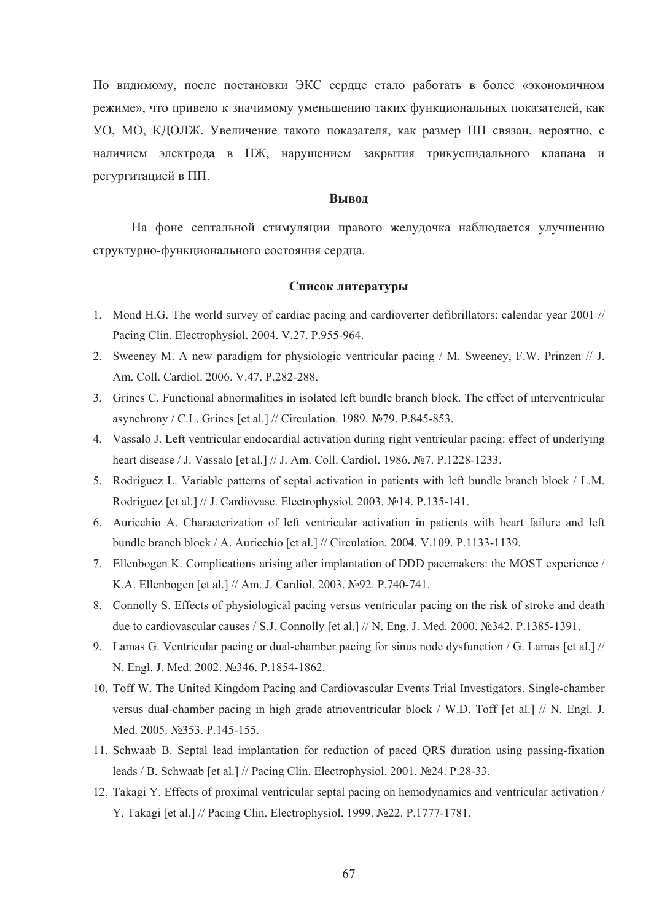По видимому, после постановки ЭКС сердце стало работать в более «экономичном режиме», что привело к значимому уменьшению таких функциональных показателей, как УО, МО, КДОЛЖ. Увеличение такого показателя, как размер ПП связан, вероятно, с наличием электрода в ПЖ, нарушением закрытия трикуспидального клапана и регургитацией в ПП.

**Вывод**

На фоне септальной стимуляции правого желудочка наблюдается улучшению структурно-функционального состояния сердца.

**Список литературы**

1. Mond H.G. The world survey of cardiac pacing and cardioverter defibrillators: calendar year 2001 // Pacing Clin. Electrophysiol. 2004. V.27. P.955-964.
2. Sweeney M. A new paradigm for physiologic ventricular pacing / M. Sweeney, F.W. Prinzen // J. Am. Coll. Cardiol. 2006. V.47. P.282-288.
3. Grines C. Functional abnormalities in isolated left bundle branch block. The effect of interventricular asynchrony / C.L. Grines [et al.] // Circulation. 1989. №79. P.845-853.
4. Vassalo J. Left ventricular endocardial activation during right ventricular pacing: effect of underlying heart disease / J. Vassalo [et al.] // J. Am. Coll. Cardiol. 1986. №7. P.1228-1233.
5. Rodriguez L. Variable patterns of septal activation in patients with left bundle branch block / L.M. Rodriguez [et al.] // J. Cardiovasc. Electrophysiol. 2003. №14. P.135-141.
6. Auricchio A. Characterization of left ventricular activation in patients with heart failure and left bundle branch block / A. Auricchio [et al.] // Circulation. 2004. V.109. P.1133-1139.
7. Ellenbogen K. Complications arising after implantation of DDD pacemakers: the MOST experience / K.A. Ellenbogen [et al.] // Am. J. Cardiol. 2003. №92. P.740-741.
8. Connolly S. Effects of physiological pacing versus ventricular pacing on the risk of stroke and death due to cardiovascular causes / S.J. Connolly [et al.] // N. Eng. J. Med. 2000. №342. P.1385-1391.
9. Lamas G. Ventricular pacing or dual-chamber pacing for sinus node dysfunction / G. Lamas [et al.] // N. Engl. J. Med. 2002. №346. P.1854-1862.
10. Toff W. The United Kingdom Pacing and Cardiovascular Events Trial Investigators. Single-chamber versus dual-chamber pacing in high grade atrioventricular block / W.D. Toff [et al.] // N. Engl. J. Med. 2005. №353. P.145-155.
11. Schwaab B. Septal lead implantation for reduction of paced QRS duration using passing-fixation leads / B. Schwaab [et al.] // Pacing Clin. Electrophysiol. 2001. №24. P.28-33.
12. Takagi Y. Effects of proximal ventricular septal pacing on hemodynamics and ventricular activation / Y. Takagi [et al.] // Pacing Clin. Electrophysiol. 1999. №22. P.1777-1781.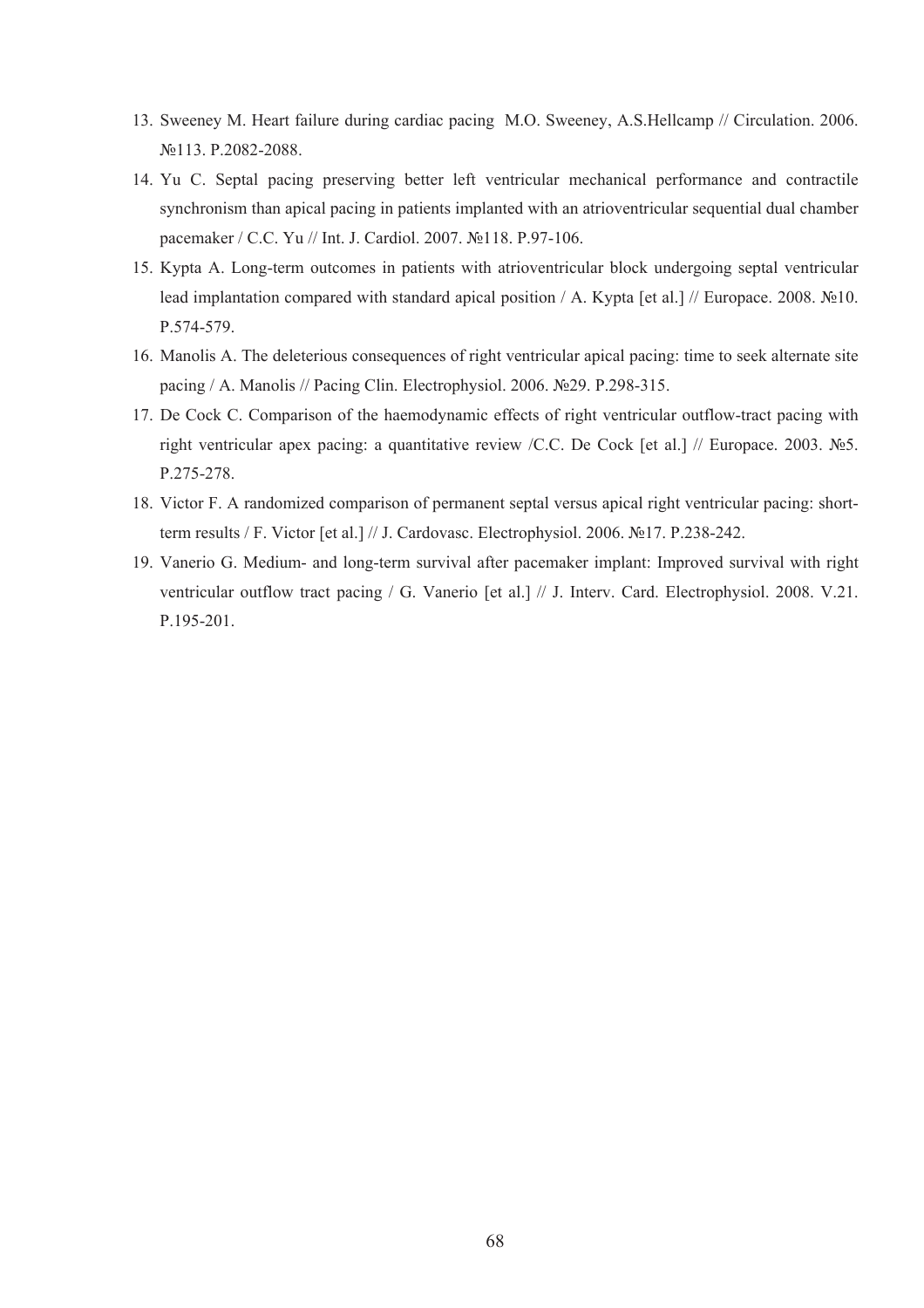13. Sweeney M. Heart failure during cardiac pacing  M.O. Sweeney, A.S.Hellcamp // Circulation. 2006. №113. P.2082-2088.
14. Yu C. Septal pacing preserving better left ventricular mechanical performance and contractile synchronism than apical pacing in patients implanted with an atrioventricular sequential dual chamber pacemaker / C.C. Yu // Int. J. Cardiol. 2007. №118. P.97-106.
15. Kypta A. Long-term outcomes in patients with atrioventricular block undergoing septal ventricular lead implantation compared with standard apical position / A. Kypta [et al.] // Europace. 2008. №10. P.574-579.
16. Manolis A. The deleterious consequences of right ventricular apical pacing: time to seek alternate site pacing / A. Manolis // Pacing Clin. Electrophysiol. 2006. №29. P.298-315.
17. De Cock C. Comparison of the haemodynamic effects of right ventricular outflow-tract pacing with right ventricular apex pacing: a quantitative review /C.C. De Cock [et al.] // Europace. 2003. №5. P.275-278.
18. Victor F. A randomized comparison of permanent septal versus apical right ventricular pacing: short-term results / F. Victor [et al.] // J. Cardovasc. Electrophysiol. 2006. №17. P.238-242.
19. Vanerio G. Medium- and long-term survival after pacemaker implant: Improved survival with right ventricular outflow tract pacing / G. Vanerio [et al.] // J. Interv. Card. Electrophysiol. 2008. V.21. P.195-201.